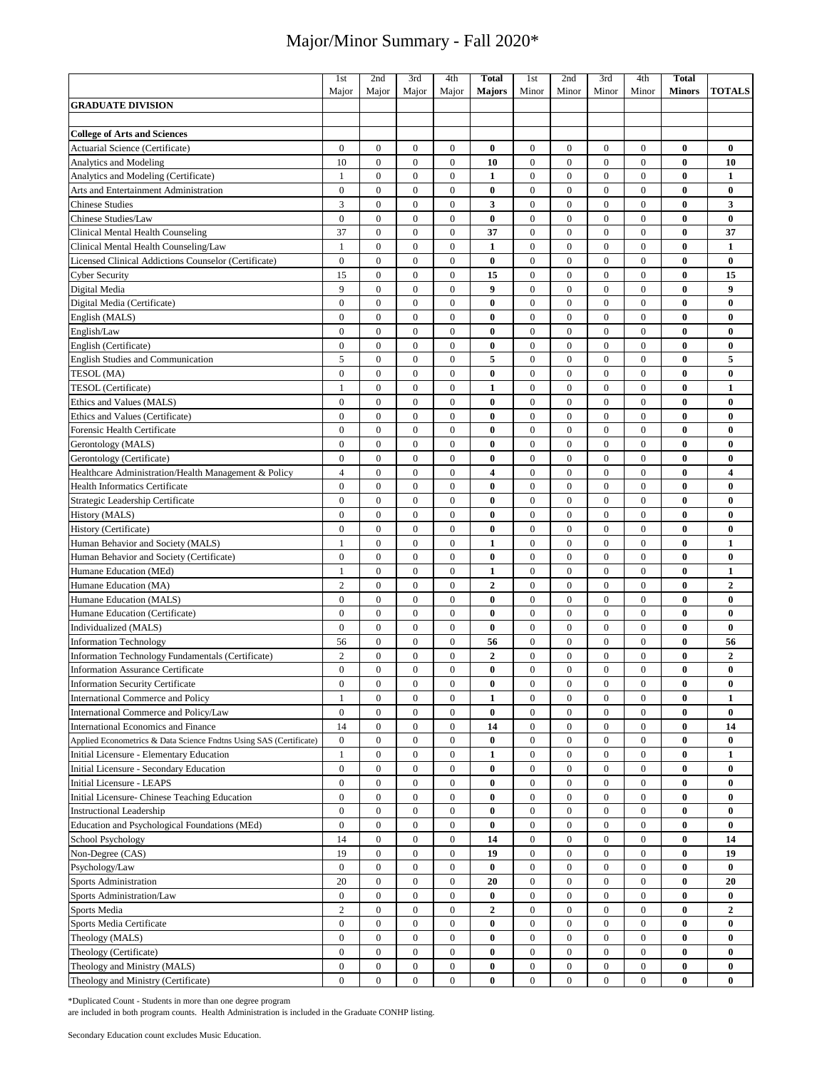# Major/Minor Summary - Fall 2020*

| | 1st Major | 2nd Major | 3rd Major | 4th Major | **Total Majors** | 1st Minor | 2nd Minor | 3rd Minor | 4th Minor | **Total Minors** | **TOTALS** |
|---|---|---|---|---|---|---|---|---|---|---|---|
| **GRADUATE DIVISION** | | | | | | | | | | | |
| | | | | | | | | | | | |
| **College of Arts and Sciences** | | | | | | | | | | | |
| Actuarial Science (Certificate) | 0 | 0 | 0 | 0 | **0** | 0 | 0 | 0 | 0 | **0** | **0** |
| Analytics and Modeling | 10 | 0 | 0 | 0 | **10** | 0 | 0 | 0 | 0 | **0** | **10** |
| Analytics and Modeling (Certificate) | 1 | 0 | 0 | 0 | **1** | 0 | 0 | 0 | 0 | **0** | **1** |
| Arts and Entertainment Administration | 0 | 0 | 0 | 0 | **0** | 0 | 0 | 0 | 0 | **0** | **0** |
| Chinese Studies | 3 | 0 | 0 | 0 | **3** | 0 | 0 | 0 | 0 | **0** | **3** |
| Chinese Studies/Law | 0 | 0 | 0 | 0 | **0** | 0 | 0 | 0 | 0 | **0** | **0** |
| Clinical Mental Health Counseling | 37 | 0 | 0 | 0 | **37** | 0 | 0 | 0 | 0 | **0** | **37** |
| Clinical Mental Health Counseling/Law | 1 | 0 | 0 | 0 | **1** | 0 | 0 | 0 | 0 | **0** | **1** |
| Licensed Clinical Addictions Counselor (Certificate) | 0 | 0 | 0 | 0 | **0** | 0 | 0 | 0 | 0 | **0** | **0** |
| Cyber Security | 15 | 0 | 0 | 0 | **15** | 0 | 0 | 0 | 0 | **0** | **15** |
| Digital Media | 9 | 0 | 0 | 0 | **9** | 0 | 0 | 0 | 0 | **0** | **9** |
| Digital Media (Certificate) | 0 | 0 | 0 | 0 | **0** | 0 | 0 | 0 | 0 | **0** | **0** |
| English (MALS) | 0 | 0 | 0 | 0 | **0** | 0 | 0 | 0 | 0 | **0** | **0** |
| English/Law | 0 | 0 | 0 | 0 | **0** | 0 | 0 | 0 | 0 | **0** | **0** |
| English (Certificate) | 0 | 0 | 0 | 0 | **0** | 0 | 0 | 0 | 0 | **0** | **0** |
| English Studies and Communication | 5 | 0 | 0 | 0 | **5** | 0 | 0 | 0 | 0 | **0** | **5** |
| TESOL (MA) | 0 | 0 | 0 | 0 | **0** | 0 | 0 | 0 | 0 | **0** | **0** |
| TESOL (Certificate) | 1 | 0 | 0 | 0 | **1** | 0 | 0 | 0 | 0 | **0** | **1** |
| Ethics and Values (MALS) | 0 | 0 | 0 | 0 | **0** | 0 | 0 | 0 | 0 | **0** | **0** |
| Ethics and Values (Certificate) | 0 | 0 | 0 | 0 | **0** | 0 | 0 | 0 | 0 | **0** | **0** |
| Forensic Health Certificate | 0 | 0 | 0 | 0 | **0** | 0 | 0 | 0 | 0 | **0** | **0** |
| Gerontology (MALS) | 0 | 0 | 0 | 0 | **0** | 0 | 0 | 0 | 0 | **0** | **0** |
| Gerontology (Certificate) | 0 | 0 | 0 | 0 | **0** | 0 | 0 | 0 | 0 | **0** | **0** |
| Healthcare Administration/Health Management & Policy | 4 | 0 | 0 | 0 | **4** | 0 | 0 | 0 | 0 | **0** | **4** |
| Health Informatics Certificate | 0 | 0 | 0 | 0 | **0** | 0 | 0 | 0 | 0 | **0** | **0** |
| Strategic Leadership Certificate | 0 | 0 | 0 | 0 | **0** | 0 | 0 | 0 | 0 | **0** | **0** |
| History (MALS) | 0 | 0 | 0 | 0 | **0** | 0 | 0 | 0 | 0 | **0** | **0** |
| History (Certificate) | 0 | 0 | 0 | 0 | **0** | 0 | 0 | 0 | 0 | **0** | **0** |
| Human Behavior and Society (MALS) | 1 | 0 | 0 | 0 | **1** | 0 | 0 | 0 | 0 | **0** | **1** |
| Human Behavior and Society (Certificate) | 0 | 0 | 0 | 0 | **0** | 0 | 0 | 0 | 0 | **0** | **0** |
| Humane Education (MEd) | 1 | 0 | 0 | 0 | **1** | 0 | 0 | 0 | 0 | **0** | **1** |
| Humane Education (MA) | 2 | 0 | 0 | 0 | **2** | 0 | 0 | 0 | 0 | **0** | **2** |
| Humane Education (MALS) | 0 | 0 | 0 | 0 | **0** | 0 | 0 | 0 | 0 | **0** | **0** |
| Humane Education (Certificate) | 0 | 0 | 0 | 0 | **0** | 0 | 0 | 0 | 0 | **0** | **0** |
| Individualized (MALS) | 0 | 0 | 0 | 0 | **0** | 0 | 0 | 0 | 0 | **0** | **0** |
| Information Technology | 56 | 0 | 0 | 0 | **56** | 0 | 0 | 0 | 0 | **0** | **56** |
| Information Technology Fundamentals (Certificate) | 2 | 0 | 0 | 0 | **2** | 0 | 0 | 0 | 0 | **0** | **2** |
| Information Assurance Certificate | 0 | 0 | 0 | 0 | **0** | 0 | 0 | 0 | 0 | **0** | **0** |
| Information Security Certificate | 0 | 0 | 0 | 0 | **0** | 0 | 0 | 0 | 0 | **0** | **0** |
| International Commerce and Policy | 1 | 0 | 0 | 0 | **1** | 0 | 0 | 0 | 0 | **0** | **1** |
| International Commerce and Policy/Law | 0 | 0 | 0 | 0 | **0** | 0 | 0 | 0 | 0 | **0** | **0** |
| International Economics and Finance | 14 | 0 | 0 | 0 | **14** | 0 | 0 | 0 | 0 | **0** | **14** |
| Applied Econometrics & Data Science Fndtns Using SAS (Certificate) | 0 | 0 | 0 | 0 | **0** | 0 | 0 | 0 | 0 | **0** | **0** |
| Initial Licensure - Elementary Education | 1 | 0 | 0 | 0 | **1** | 0 | 0 | 0 | 0 | **0** | **1** |
| Initial Licensure - Secondary Education | 0 | 0 | 0 | 0 | **0** | 0 | 0 | 0 | 0 | **0** | **0** |
| Initial Licensure - LEAPS | 0 | 0 | 0 | 0 | **0** | 0 | 0 | 0 | 0 | **0** | **0** |
| Initial Licensure- Chinese Teaching Education | 0 | 0 | 0 | 0 | **0** | 0 | 0 | 0 | 0 | **0** | **0** |
| Instructional Leadership | 0 | 0 | 0 | 0 | **0** | 0 | 0 | 0 | 0 | **0** | **0** |
| Education and Psychological Foundations (MEd) | 0 | 0 | 0 | 0 | **0** | 0 | 0 | 0 | 0 | **0** | **0** |
| School Psychology | 14 | 0 | 0 | 0 | **14** | 0 | 0 | 0 | 0 | **0** | **14** |
| Non-Degree (CAS) | 19 | 0 | 0 | 0 | **19** | 0 | 0 | 0 | 0 | **0** | **19** |
| Psychology/Law | 0 | 0 | 0 | 0 | **0** | 0 | 0 | 0 | 0 | **0** | **0** |
| Sports Administration | 20 | 0 | 0 | 0 | **20** | 0 | 0 | 0 | 0 | **0** | **20** |
| Sports Administration/Law | 0 | 0 | 0 | 0 | **0** | 0 | 0 | 0 | 0 | **0** | **0** |
| Sports Media | 2 | 0 | 0 | 0 | **2** | 0 | 0 | 0 | 0 | **0** | **2** |
| Sports Media Certificate | 0 | 0 | 0 | 0 | **0** | 0 | 0 | 0 | 0 | **0** | **0** |
| Theology (MALS) | 0 | 0 | 0 | 0 | **0** | 0 | 0 | 0 | 0 | **0** | **0** |
| Theology (Certificate) | 0 | 0 | 0 | 0 | **0** | 0 | 0 | 0 | 0 | **0** | **0** |
| Theology and Ministry (MALS) | 0 | 0 | 0 | 0 | **0** | 0 | 0 | 0 | 0 | **0** | **0** |
| Theology and Ministry (Certificate) | 0 | 0 | 0 | 0 | **0** | 0 | 0 | 0 | 0 | **0** | **0** |

*Duplicated Count - Students in more than one degree program are included in both program counts. Health Administration is included in the Graduate CONHP listing.

Secondary Education count excludes Music Education.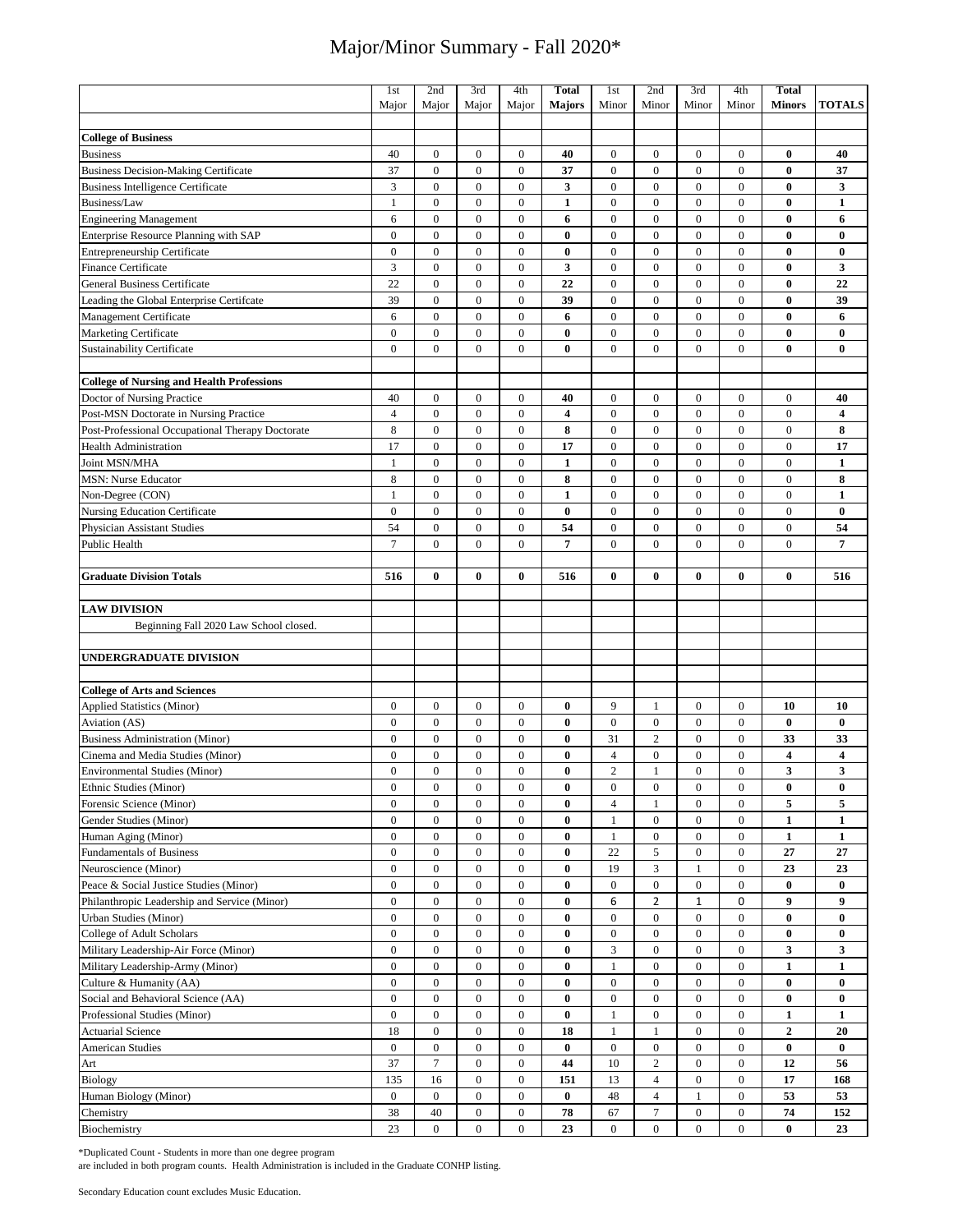# Major/Minor Summary - Fall 2020*

| | 1st Major | 2nd Major | 3rd Major | 4th Major | Total Majors | 1st Minor | 2nd Minor | 3rd Minor | 4th Minor | Total Minors | TOTALS |
|---|---|---|---|---|---|---|---|---|---|---|---|
| **College of Business** | | | | | | | | | | | |
| Business | 40 | 0 | 0 | 0 | **40** | 0 | 0 | 0 | 0 | **0** | **40** |
| Business Decision-Making Certificate | 37 | 0 | 0 | 0 | **37** | 0 | 0 | 0 | 0 | **0** | **37** |
| Business Intelligence Certificate | 3 | 0 | 0 | 0 | **3** | 0 | 0 | 0 | 0 | **0** | **3** |
| Business/Law | 1 | 0 | 0 | 0 | **1** | 0 | 0 | 0 | 0 | **0** | **1** |
| Engineering Management | 6 | 0 | 0 | 0 | **6** | 0 | 0 | 0 | 0 | **0** | **6** |
| Enterprise Resource Planning with SAP | 0 | 0 | 0 | 0 | **0** | 0 | 0 | 0 | 0 | **0** | **0** |
| Entrepreneurship Certificate | 0 | 0 | 0 | 0 | **0** | 0 | 0 | 0 | 0 | **0** | **0** |
| Finance Certificate | 3 | 0 | 0 | 0 | **3** | 0 | 0 | 0 | 0 | **0** | **3** |
| General Business Certificate | 22 | 0 | 0 | 0 | **22** | 0 | 0 | 0 | 0 | **0** | **22** |
| Leading the Global Enterprise Certifcate | 39 | 0 | 0 | 0 | **39** | 0 | 0 | 0 | 0 | **0** | **39** |
| Management Certificate | 6 | 0 | 0 | 0 | **6** | 0 | 0 | 0 | 0 | **0** | **6** |
| Marketing Certificate | 0 | 0 | 0 | 0 | **0** | 0 | 0 | 0 | 0 | **0** | **0** |
| Sustainability Certificate | 0 | 0 | 0 | 0 | **0** | 0 | 0 | 0 | 0 | **0** | **0** |
| | | | | | | | | | | | |
| **College of Nursing and Health Professions** | | | | | | | | | | | |
| Doctor of Nursing Practice | 40 | 0 | 0 | 0 | **40** | 0 | 0 | 0 | 0 | 0 | **40** |
| Post-MSN Doctorate in Nursing Practice | 4 | 0 | 0 | 0 | **4** | 0 | 0 | 0 | 0 | 0 | **4** |
| Post-Professional Occupational Therapy Doctorate | 8 | 0 | 0 | 0 | **8** | 0 | 0 | 0 | 0 | 0 | **8** |
| Health Administration | 17 | 0 | 0 | 0 | **17** | 0 | 0 | 0 | 0 | 0 | **17** |
| Joint MSN/MHA | 1 | 0 | 0 | 0 | **1** | 0 | 0 | 0 | 0 | 0 | **1** |
| MSN: Nurse Educator | 8 | 0 | 0 | 0 | **8** | 0 | 0 | 0 | 0 | 0 | **8** |
| Non-Degree (CON) | 1 | 0 | 0 | 0 | **1** | 0 | 0 | 0 | 0 | 0 | **1** |
| Nursing Education Certificate | 0 | 0 | 0 | 0 | **0** | 0 | 0 | 0 | 0 | 0 | **0** |
| Physician Assistant Studies | 54 | 0 | 0 | 0 | **54** | 0 | 0 | 0 | 0 | 0 | **54** |
| Public Health | 7 | 0 | 0 | 0 | **7** | 0 | 0 | 0 | 0 | 0 | **7** |
| | | | | | | | | | | | |
| **Graduate Division Totals** | **516** | **0** | **0** | **0** | **516** | **0** | **0** | **0** | **0** | **0** | **516** |
| | | | | | | | | | | | |
| **LAW DIVISION** | | | | | | | | | | | |
| Beginning Fall 2020 Law School closed. | | | | | | | | | | | |
| | | | | | | | | | | | |
| **UNDERGRADUATE DIVISION** | | | | | | | | | | | |
| | | | | | | | | | | | |
| **College of Arts and Sciences** | | | | | | | | | | | |
| Applied Statistics (Minor) | 0 | 0 | 0 | 0 | **0** | 9 | 1 | 0 | 0 | **10** | **10** |
| Aviation (AS) | 0 | 0 | 0 | 0 | **0** | 0 | 0 | 0 | 0 | **0** | **0** |
| Business Administration (Minor) | 0 | 0 | 0 | 0 | **0** | 31 | 2 | 0 | 0 | **33** | **33** |
| Cinema and Media Studies (Minor) | 0 | 0 | 0 | 0 | **0** | 4 | 0 | 0 | 0 | **4** | **4** |
| Environmental Studies (Minor) | 0 | 0 | 0 | 0 | **0** | 2 | 1 | 0 | 0 | **3** | **3** |
| Ethnic Studies (Minor) | 0 | 0 | 0 | 0 | **0** | 0 | 0 | 0 | 0 | **0** | **0** |
| Forensic Science (Minor) | 0 | 0 | 0 | 0 | **0** | 4 | 1 | 0 | 0 | **5** | **5** |
| Gender Studies (Minor) | 0 | 0 | 0 | 0 | **0** | 1 | 0 | 0 | 0 | **1** | **1** |
| Human Aging (Minor) | 0 | 0 | 0 | 0 | **0** | 1 | 0 | 0 | 0 | **1** | **1** |
| Fundamentals of Business | 0 | 0 | 0 | 0 | **0** | 22 | 5 | 0 | 0 | **27** | **27** |
| Neuroscience (Minor) | 0 | 0 | 0 | 0 | **0** | 19 | 3 | 1 | 0 | **23** | **23** |
| Peace & Social Justice Studies (Minor) | 0 | 0 | 0 | 0 | **0** | 0 | 0 | 0 | 0 | **0** | **0** |
| Philanthropic Leadership and Service (Minor) | 0 | 0 | 0 | 0 | **0** | 6 | **2** | 1 | 0 | **9** | **9** |
| Urban Studies (Minor) | 0 | 0 | 0 | 0 | **0** | 0 | 0 | 0 | 0 | **0** | **0** |
| College of Adult Scholars | 0 | 0 | 0 | 0 | **0** | 0 | 0 | 0 | 0 | **0** | **0** |
| Military Leadership-Air Force (Minor) | 0 | 0 | 0 | 0 | **0** | 3 | 0 | 0 | 0 | **3** | **3** |
| Military Leadership-Army (Minor) | 0 | 0 | 0 | 0 | **0** | 1 | 0 | 0 | 0 | **1** | **1** |
| Culture & Humanity (AA) | 0 | 0 | 0 | 0 | **0** | 0 | 0 | 0 | 0 | **0** | **0** |
| Social and Behavioral Science (AA) | 0 | 0 | 0 | 0 | **0** | 0 | 0 | 0 | 0 | **0** | **0** |
| Professional Studies (Minor) | 0 | 0 | 0 | 0 | **0** | 1 | 0 | 0 | 0 | **1** | **1** |
| Actuarial Science | 18 | 0 | 0 | 0 | **18** | 1 | 1 | 0 | 0 | **2** | **20** |
| American Studies | 0 | 0 | 0 | 0 | **0** | 0 | 0 | 0 | 0 | **0** | **0** |
| Art | 37 | 7 | 0 | 0 | **44** | 10 | 2 | 0 | 0 | **12** | **56** |
| Biology | 135 | 16 | 0 | 0 | **151** | 13 | 4 | 0 | 0 | **17** | **168** |
| Human Biology (Minor) | 0 | 0 | 0 | 0 | **0** | 48 | 4 | 1 | 0 | **53** | **53** |
| Chemistry | 38 | 40 | 0 | 0 | **78** | 67 | 7 | 0 | 0 | **74** | **152** |
| Biochemistry | 23 | 0 | 0 | 0 | **23** | 0 | 0 | 0 | 0 | **0** | **23** |

*Duplicated Count - Students in more than one degree program are included in both program counts. Health Administration is included in the Graduate CONHP listing.

Secondary Education count excludes Music Education.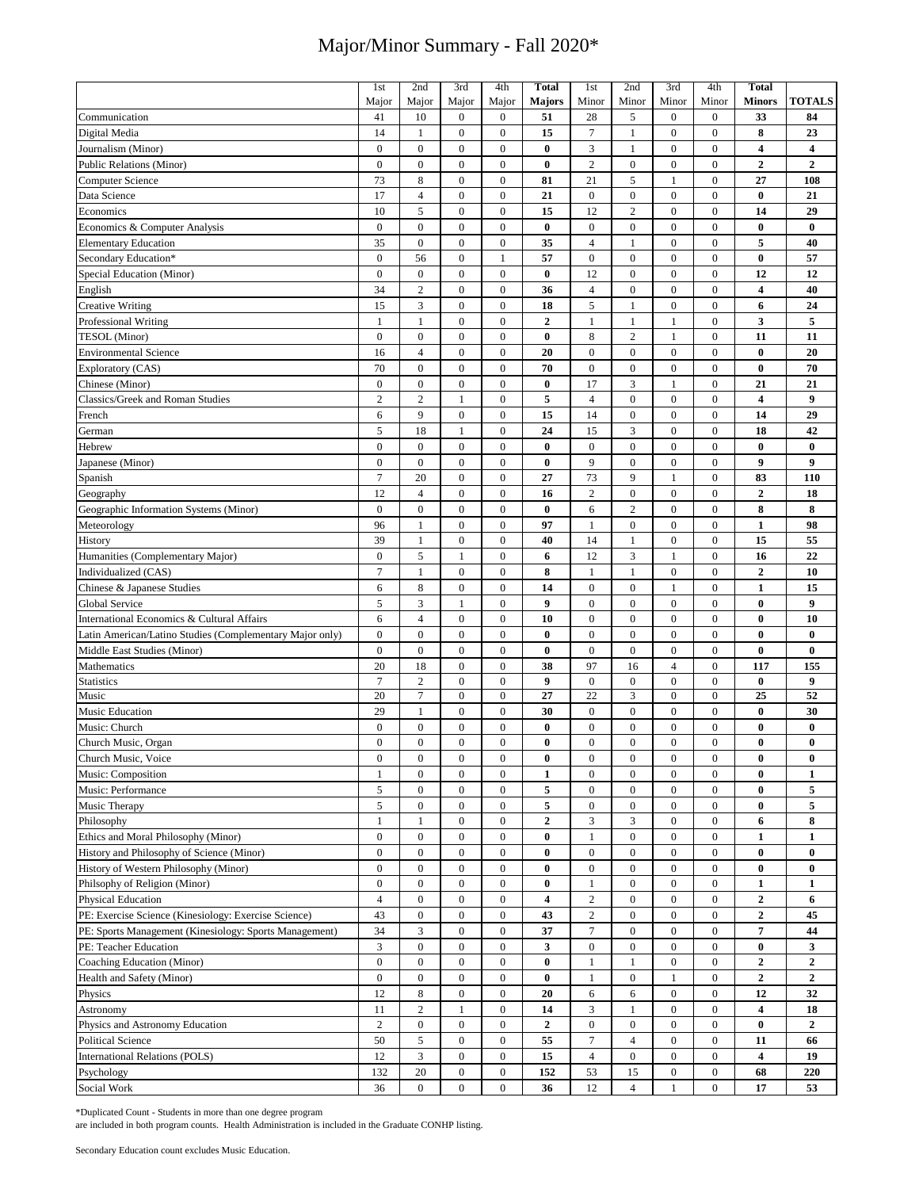# Major/Minor Summary - Fall 2020*

| | 1st Major | 2nd Major | 3rd Major | 4th Major | **Total Majors** | 1st Minor | 2nd Minor | 3rd Minor | 4th Minor | **Total Minors** | **TOTALS** |
|---|---|---|---|---|---|---|---|---|---|---|---|
| Communication | 41 | 10 | 0 | 0 | **51** | 28 | 5 | 0 | 0 | **33** | **84** |
| Digital Media | 14 | 1 | 0 | 0 | **15** | 7 | 1 | 0 | 0 | **8** | **23** |
| Journalism (Minor) | 0 | 0 | 0 | 0 | **0** | 3 | 1 | 0 | 0 | **4** | **4** |
| Public Relations (Minor) | 0 | 0 | 0 | 0 | **0** | 2 | 0 | 0 | 0 | **2** | **2** |
| Computer Science | 73 | 8 | 0 | 0 | **81** | 21 | 5 | 1 | 0 | **27** | **108** |
| Data Science | 17 | 4 | 0 | 0 | **21** | 0 | 0 | 0 | 0 | **0** | **21** |
| Economics | 10 | 5 | 0 | 0 | **15** | 12 | 2 | 0 | 0 | **14** | **29** |
| Economics & Computer Analysis | 0 | 0 | 0 | 0 | **0** | 0 | 0 | 0 | 0 | **0** | **0** |
| Elementary Education | 35 | 0 | 0 | 0 | **35** | 4 | 1 | 0 | 0 | **5** | **40** |
| Secondary Education* | 0 | 56 | 0 | 1 | **57** | 0 | 0 | 0 | 0 | **0** | **57** |
| Special Education (Minor) | 0 | 0 | 0 | 0 | **0** | 12 | 0 | 0 | 0 | **12** | **12** |
| English | 34 | 2 | 0 | 0 | **36** | 4 | 0 | 0 | 0 | **4** | **40** |
| Creative Writing | 15 | 3 | 0 | 0 | **18** | 5 | 1 | 0 | 0 | **6** | **24** |
| Professional Writing | 1 | 1 | 0 | 0 | **2** | 1 | 1 | 1 | 0 | **3** | **5** |
| TESOL (Minor) | 0 | 0 | 0 | 0 | **0** | 8 | 2 | 1 | 0 | **11** | **11** |
| Environmental Science | 16 | 4 | 0 | 0 | **20** | 0 | 0 | 0 | 0 | **0** | **20** |
| Exploratory (CAS) | 70 | 0 | 0 | 0 | **70** | 0 | 0 | 0 | 0 | **0** | **70** |
| Chinese (Minor) | 0 | 0 | 0 | 0 | **0** | 17 | 3 | 1 | 0 | **21** | **21** |
| Classics/Greek and Roman Studies | 2 | 2 | 1 | 0 | **5** | 4 | 0 | 0 | 0 | **4** | **9** |
| French | 6 | 9 | 0 | 0 | **15** | 14 | 0 | 0 | 0 | **14** | **29** |
| German | 5 | 18 | 1 | 0 | **24** | 15 | 3 | 0 | 0 | **18** | **42** |
| Hebrew | 0 | 0 | 0 | 0 | **0** | 0 | 0 | 0 | 0 | **0** | **0** |
| Japanese (Minor) | 0 | 0 | 0 | 0 | **0** | 9 | 0 | 0 | 0 | **9** | **9** |
| Spanish | 7 | 20 | 0 | 0 | **27** | 73 | 9 | 1 | 0 | **83** | **110** |
| Geography | 12 | 4 | 0 | 0 | **16** | 2 | 0 | 0 | 0 | **2** | **18** |
| Geographic Information Systems (Minor) | 0 | 0 | 0 | 0 | **0** | 6 | 2 | 0 | 0 | **8** | **8** |
| Meteorology | 96 | 1 | 0 | 0 | **97** | 1 | 0 | 0 | 0 | **1** | **98** |
| History | 39 | 1 | 0 | 0 | **40** | 14 | 1 | 0 | 0 | **15** | **55** |
| Humanities (Complementary Major) | 0 | 5 | 1 | 0 | **6** | 12 | 3 | 1 | 0 | **16** | **22** |
| Individualized (CAS) | 7 | 1 | 0 | 0 | **8** | 1 | 1 | 0 | 0 | **2** | **10** |
| Chinese & Japanese Studies | 6 | 8 | 0 | 0 | **14** | 0 | 0 | 1 | 0 | **1** | **15** |
| Global Service | 5 | 3 | 1 | 0 | **9** | 0 | 0 | 0 | 0 | **0** | **9** |
| International Economics & Cultural Affairs | 6 | 4 | 0 | 0 | **10** | 0 | 0 | 0 | 0 | **0** | **10** |
| Latin American/Latino Studies (Complementary Major only) | 0 | 0 | 0 | 0 | **0** | 0 | 0 | 0 | 0 | **0** | **0** |
| Middle East Studies (Minor) | 0 | 0 | 0 | 0 | **0** | 0 | 0 | 0 | 0 | **0** | **0** |
| Mathematics | 20 | 18 | 0 | 0 | **38** | 97 | 16 | 4 | 0 | **117** | **155** |
| Statistics | 7 | 2 | 0 | 0 | **9** | 0 | 0 | 0 | 0 | **0** | **9** |
| Music | 20 | 7 | 0 | 0 | **27** | 22 | 3 | 0 | 0 | **25** | **52** |
| Music Education | 29 | 1 | 0 | 0 | **30** | 0 | 0 | 0 | 0 | **0** | **30** |
| Music: Church | 0 | 0 | 0 | 0 | **0** | 0 | 0 | 0 | 0 | **0** | **0** |
| Church Music, Organ | 0 | 0 | 0 | 0 | **0** | 0 | 0 | 0 | 0 | **0** | **0** |
| Church Music, Voice | 0 | 0 | 0 | 0 | **0** | 0 | 0 | 0 | 0 | **0** | **0** |
| Music: Composition | 1 | 0 | 0 | 0 | **1** | 0 | 0 | 0 | 0 | **0** | **1** |
| Music: Performance | 5 | 0 | 0 | 0 | **5** | 0 | 0 | 0 | 0 | **0** | **5** |
| Music Therapy | 5 | 0 | 0 | 0 | **5** | 0 | 0 | 0 | 0 | **0** | **5** |
| Philosophy | 1 | 1 | 0 | 0 | **2** | 3 | 3 | 0 | 0 | **6** | **8** |
| Ethics and Moral Philosophy (Minor) | 0 | 0 | 0 | 0 | **0** | 1 | 0 | 0 | 0 | **1** | **1** |
| History and Philosophy of Science (Minor) | 0 | 0 | 0 | 0 | **0** | 0 | 0 | 0 | 0 | **0** | **0** |
| History of Western Philosophy (Minor) | 0 | 0 | 0 | 0 | **0** | 0 | 0 | 0 | 0 | **0** | **0** |
| Philsophy of Religion (Minor) | 0 | 0 | 0 | 0 | **0** | 1 | 0 | 0 | 0 | **1** | **1** |
| Physical Education | 4 | 0 | 0 | 0 | **4** | 2 | 0 | 0 | 0 | **2** | **6** |
| PE: Exercise Science (Kinesiology: Exercise Science) | 43 | 0 | 0 | 0 | **43** | 2 | 0 | 0 | 0 | **2** | **45** |
| PE: Sports Management (Kinesiology: Sports Management) | 34 | 3 | 0 | 0 | **37** | 7 | 0 | 0 | 0 | **7** | **44** |
| PE: Teacher Education | 3 | 0 | 0 | 0 | **3** | 0 | 0 | 0 | 0 | **0** | **3** |
| Coaching Education (Minor) | 0 | 0 | 0 | 0 | **0** | 1 | 1 | 0 | 0 | **2** | **2** |
| Health and Safety (Minor) | 0 | 0 | 0 | 0 | **0** | 1 | 0 | 1 | 0 | **2** | **2** |
| Physics | 12 | 8 | 0 | 0 | **20** | 6 | 6 | 0 | 0 | **12** | **32** |
| Astronomy | 11 | 2 | 1 | 0 | **14** | 3 | 1 | 0 | 0 | **4** | **18** |
| Physics and Astronomy Education | 2 | 0 | 0 | 0 | **2** | 0 | 0 | 0 | 0 | **0** | **2** |
| Political Science | 50 | 5 | 0 | 0 | **55** | 7 | 4 | 0 | 0 | **11** | **66** |
| International Relations (POLS) | 12 | 3 | 0 | 0 | **15** | 4 | 0 | 0 | 0 | **4** | **19** |
| Psychology | 132 | 20 | 0 | 0 | **152** | 53 | 15 | 0 | 0 | **68** | **220** |
| Social Work | 36 | 0 | 0 | 0 | **36** | 12 | 4 | 1 | 0 | **17** | **53** |

*Duplicated Count - Students in more than one degree program are included in both program counts. Health Administration is included in the Graduate CONHP listing.

Secondary Education count excludes Music Education.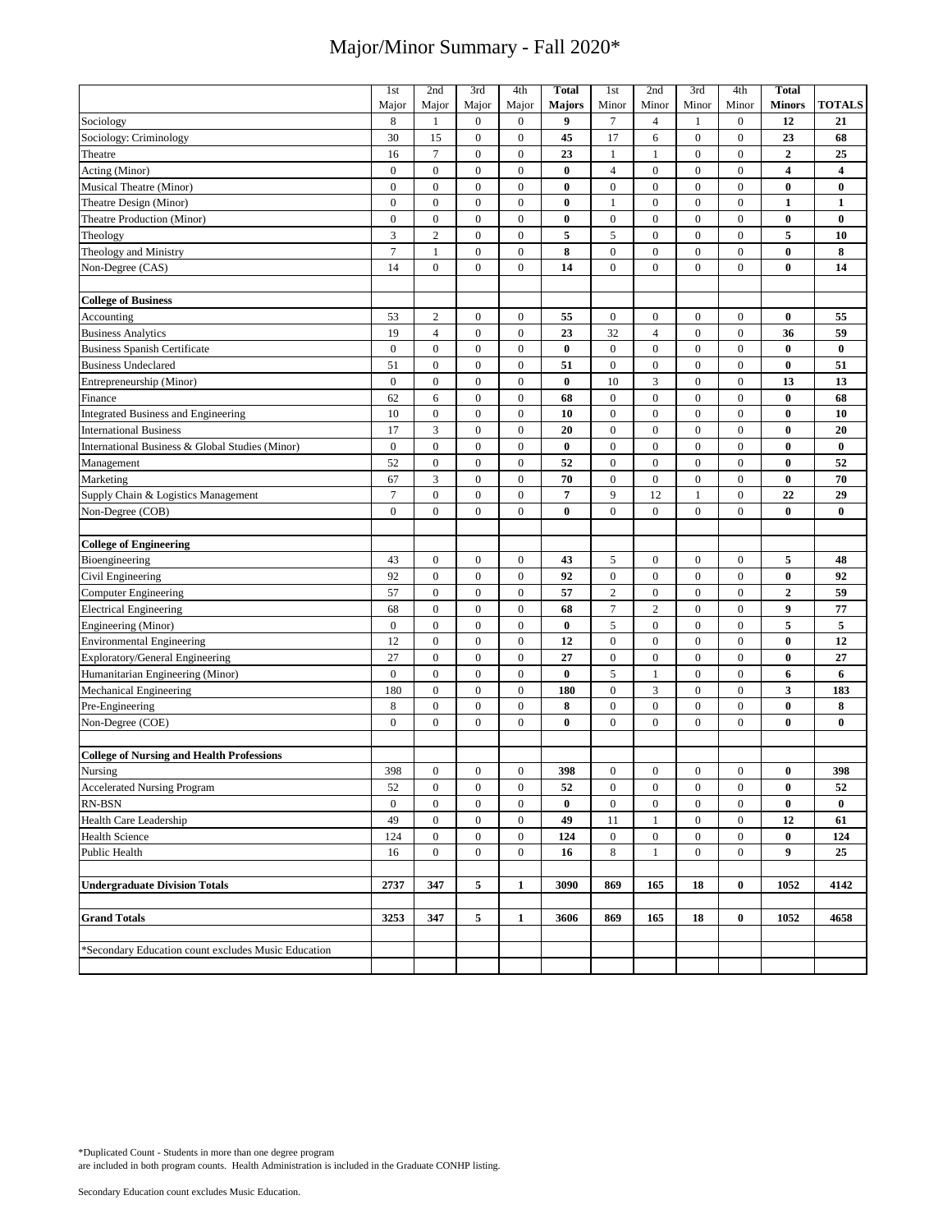# Major/Minor Summary - Fall 2020*

| | 1st Major | 2nd Major | 3rd Major | 4th Major | **Total Majors** | 1st Minor | 2nd Minor | 3rd Minor | 4th Minor | **Total Minors** | **TOTALS** |
|---|---|---|---|---|---|---|---|---|---|---|---|
| Sociology | 8 | 1 | 0 | 0 | **9** | 7 | 4 | 1 | 0 | **12** | **21** |
| Sociology: Criminology | 30 | 15 | 0 | 0 | **45** | 17 | 6 | 0 | 0 | **23** | **68** |
| Theatre | 16 | 7 | 0 | 0 | **23** | 1 | 1 | 0 | 0 | **2** | **25** |
| Acting (Minor) | 0 | 0 | 0 | 0 | **0** | 4 | 0 | 0 | 0 | **4** | **4** |
| Musical Theatre (Minor) | 0 | 0 | 0 | 0 | **0** | 0 | 0 | 0 | 0 | **0** | **0** |
| Theatre Design (Minor) | 0 | 0 | 0 | 0 | **0** | 1 | 0 | 0 | 0 | **1** | **1** |
| Theatre Production (Minor) | 0 | 0 | 0 | 0 | **0** | 0 | 0 | 0 | 0 | **0** | **0** |
| Theology | 3 | 2 | 0 | 0 | **5** | 5 | 0 | 0 | 0 | **5** | **10** |
| Theology and Ministry | 7 | 1 | 0 | 0 | **8** | 0 | 0 | 0 | 0 | **0** | **8** |
| Non-Degree (CAS) | 14 | 0 | 0 | 0 | **14** | 0 | 0 | 0 | 0 | **0** | **14** |
| | | | | | | | | | | | |
| **College of Business** | | | | | | | | | | | |
| Accounting | 53 | 2 | 0 | 0 | **55** | 0 | 0 | 0 | 0 | **0** | **55** |
| Business Analytics | 19 | 4 | 0 | 0 | **23** | 32 | 4 | 0 | 0 | **36** | **59** |
| Business Spanish Certificate | 0 | 0 | 0 | 0 | **0** | 0 | 0 | 0 | 0 | **0** | **0** |
| Business Undeclared | 51 | 0 | 0 | 0 | **51** | 0 | 0 | 0 | 0 | **0** | **51** |
| Entrepreneurship (Minor) | 0 | 0 | 0 | 0 | **0** | 10 | 3 | 0 | 0 | **13** | **13** |
| Finance | 62 | 6 | 0 | 0 | **68** | 0 | 0 | 0 | 0 | **0** | **68** |
| Integrated Business and Engineering | 10 | 0 | 0 | 0 | **10** | 0 | 0 | 0 | 0 | **0** | **10** |
| International Business | 17 | 3 | 0 | 0 | **20** | 0 | 0 | 0 | 0 | **0** | **20** |
| International Business & Global Studies (Minor) | 0 | 0 | 0 | 0 | **0** | 0 | 0 | 0 | 0 | **0** | **0** |
| Management | 52 | 0 | 0 | 0 | **52** | 0 | 0 | 0 | 0 | **0** | **52** |
| Marketing | 67 | 3 | 0 | 0 | **70** | 0 | 0 | 0 | 0 | **0** | **70** |
| Supply Chain & Logistics Management | 7 | 0 | 0 | 0 | **7** | 9 | 12 | 1 | 0 | **22** | **29** |
| Non-Degree (COB) | 0 | 0 | 0 | 0 | **0** | 0 | 0 | 0 | 0 | **0** | **0** |
| | | | | | | | | | | | |
| **College of Engineering** | | | | | | | | | | | |
| Bioengineering | 43 | 0 | 0 | 0 | **43** | 5 | 0 | 0 | 0 | **5** | **48** |
| Civil Engineering | 92 | 0 | 0 | 0 | **92** | 0 | 0 | 0 | 0 | **0** | **92** |
| Computer Engineering | 57 | 0 | 0 | 0 | **57** | 2 | 0 | 0 | 0 | **2** | **59** |
| Electrical Engineering | 68 | 0 | 0 | 0 | **68** | 7 | 2 | 0 | 0 | **9** | **77** |
| Engineering (Minor) | 0 | 0 | 0 | 0 | **0** | 5 | 0 | 0 | 0 | **5** | **5** |
| Environmental Engineering | 12 | 0 | 0 | 0 | **12** | 0 | 0 | 0 | 0 | **0** | **12** |
| Exploratory/General Engineering | 27 | 0 | 0 | 0 | **27** | 0 | 0 | 0 | 0 | **0** | **27** |
| Humanitarian Engineering (Minor) | 0 | 0 | 0 | 0 | **0** | 5 | 1 | 0 | 0 | **6** | **6** |
| Mechanical Engineering | 180 | 0 | 0 | 0 | **180** | 0 | 3 | 0 | 0 | **3** | **183** |
| Pre-Engineering | 8 | 0 | 0 | 0 | **8** | 0 | 0 | 0 | 0 | **0** | **8** |
| Non-Degree (COE) | 0 | 0 | 0 | 0 | **0** | 0 | 0 | 0 | 0 | **0** | **0** |
| | | | | | | | | | | | |
| **College of Nursing and Health Professions** | | | | | | | | | | | |
| Nursing | 398 | 0 | 0 | 0 | **398** | 0 | 0 | 0 | 0 | **0** | **398** |
| Accelerated Nursing Program | 52 | 0 | 0 | 0 | **52** | 0 | 0 | 0 | 0 | **0** | **52** |
| RN-BSN | 0 | 0 | 0 | 0 | **0** | 0 | 0 | 0 | 0 | **0** | **0** |
| Health Care Leadership | 49 | 0 | 0 | 0 | **49** | 11 | 1 | 0 | 0 | **12** | **61** |
| Health Science | 124 | 0 | 0 | 0 | **124** | 0 | 0 | 0 | 0 | **0** | **124** |
| Public Health | 16 | 0 | 0 | 0 | **16** | 8 | 1 | 0 | 0 | **9** | **25** |
| | | | | | | | | | | | |
| **Undergraduate Division Totals** | **2737** | **347** | **5** | **1** | **3090** | **869** | **165** | **18** | **0** | **1052** | **4142** |
| | | | | | | | | | | | |
| **Grand Totals** | **3253** | **347** | **5** | **1** | **3606** | **869** | **165** | **18** | **0** | **1052** | **4658** |
| | | | | | | | | | | | |
| *Secondary Education count excludes Music Education | | | | | | | | | | | |

*Duplicated Count - Students in more than one degree program are included in both program counts. Health Administration is included in the Graduate CONHP listing.

Secondary Education count excludes Music Education.